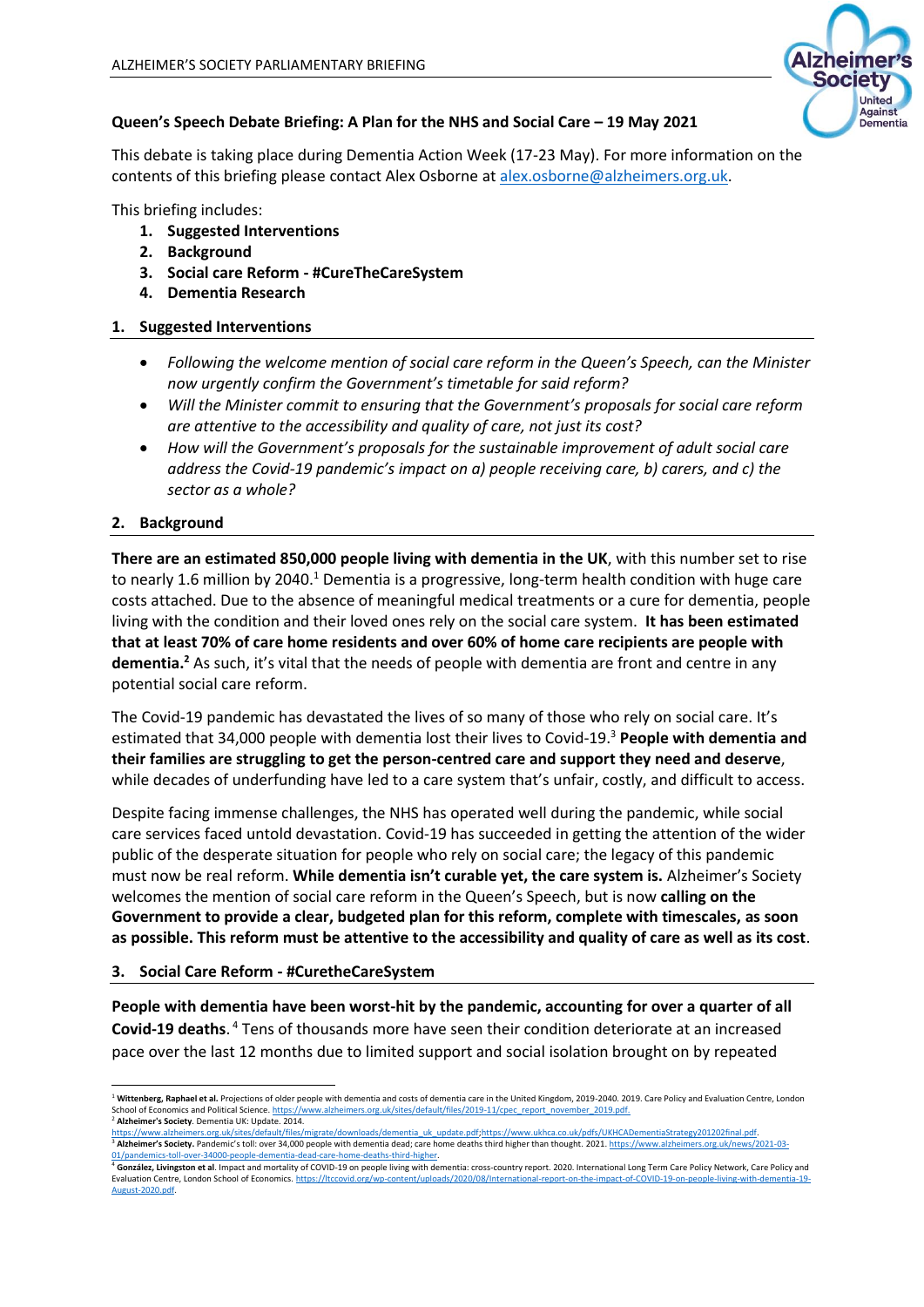**Queen's Speech Debate Briefing: A Plan for the NHS and Social Care – 19 May 2021**

This debate is taking place during Dementia Action Week (17-23 May). For more information on the contents of this briefing please contact Alex Osborne at alex.osborne@alzheimers.org.uk.

This briefing includes:

1. **Suggested Interventions**
2. **Background**
3. **Social care Reform - #CureTheCareSystem**
4. **Dementia Research**

## 1. Suggested Interventions

- *Following the welcome mention of social care reform in the Queen's Speech, can the Minister now urgently confirm the Government's timetable for said reform?*
- *Will the Minister commit to ensuring that the Government's proposals for social care reform are attentive to the accessibility and quality of care, not just its cost?*
- *How will the Government's proposals for the sustainable improvement of adult social care address the Covid-19 pandemic's impact on a) people receiving care, b) carers, and c) the sector as a whole?*

## 2. Background

**There are an estimated 850,000 people living with dementia in the UK**, with this number set to rise to nearly 1.6 million by 2040.[1] Dementia is a progressive, long-term health condition with huge care costs attached. Due to the absence of meaningful medical treatments or a cure for dementia, people living with the condition and their loved ones rely on the social care system. **It has been estimated that at least 70% of care home residents and over 60% of home care recipients are people with dementia.[2]** As such, it's vital that the needs of people with dementia are front and centre in any potential social care reform.

The Covid-19 pandemic has devastated the lives of so many of those who rely on social care. It's estimated that 34,000 people with dementia lost their lives to Covid-19.[3] **People with dementia and their families are struggling to get the person-centred care and support they need and deserve**, while decades of underfunding have led to a care system that's unfair, costly, and difficult to access.

Despite facing immense challenges, the NHS has operated well during the pandemic, while social care services faced untold devastation. Covid-19 has succeeded in getting the attention of the wider public of the desperate situation for people who rely on social care; the legacy of this pandemic must now be real reform. **While dementia isn't curable yet, the care system is.** Alzheimer's Society welcomes the mention of social care reform in the Queen's Speech, but is now **calling on the Government to provide a clear, budgeted plan for this reform, complete with timescales, as soon as possible. This reform must be attentive to the accessibility and quality of care as well as its cost**.

## 3. Social Care Reform - #CuretheCareSystem

**People with dementia have been worst-hit by the pandemic, accounting for over a quarter of all Covid-19 deaths**.[4] Tens of thousands more have seen their condition deteriorate at an increased pace over the last 12 months due to limited support and social isolation brought on by repeated

---

[1] **Wittenberg, Raphael et al.** Projections of older people with dementia and costs of dementia care in the United Kingdom, 2019-2040. 2019. Care Policy and Evaluation Centre, London School of Economics and Political Science. https://www.alzheimers.org.uk/sites/default/files/2019-11/cpec_report_november_2019.pdf.

[2] **Alzheimer's Society**. Dementia UK: Update. 2014. https://www.alzheimers.org.uk/sites/default/files/migrate/downloads/dementia_uk_update.pdf;https://www.ukhca.co.uk/pdfs/UKHCADementiaStrategy201202final.pdf.

[3] **Alzheimer's Society.** Pandemic's toll: over 34,000 people with dementia dead; care home deaths third higher than thought. 2021. https://www.alzheimers.org.uk/news/2021-03-01/pandemics-toll-over-34000-people-dementia-dead-care-home-deaths-third-higher.

[4] **González, Livingston et al**. Impact and mortality of COVID-19 on people living with dementia: cross-country report. 2020. International Long Term Care Policy Network, Care Policy and Evaluation Centre, London School of Economics. https://ltccovid.org/wp-content/uploads/2020/08/International-report-on-the-impact-of-COVID-19-on-people-living-with-dementia-19-August-2020.pdf.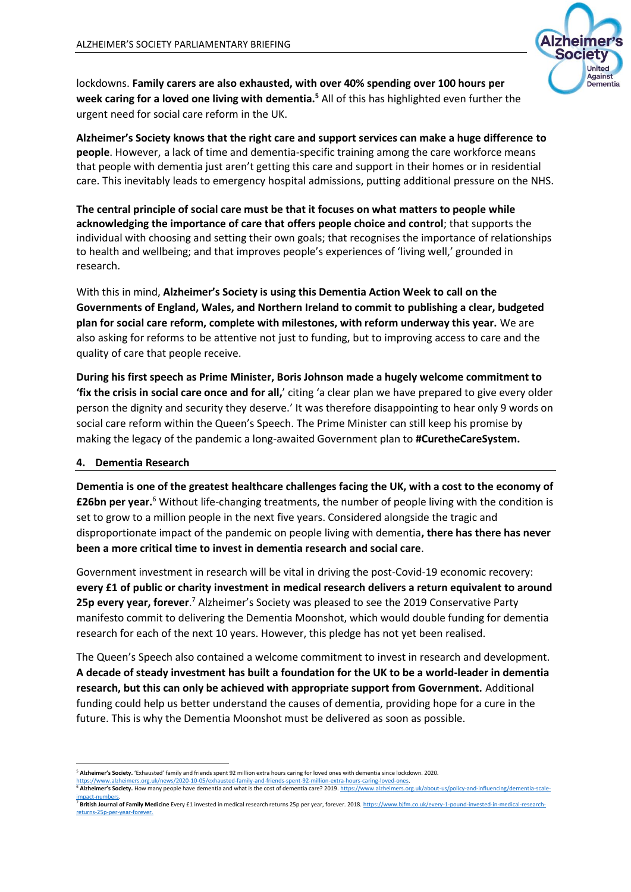lockdowns. **Family carers are also exhausted, with over 40% spending over 100 hours per week caring for a loved one living with dementia.**[5] All of this has highlighted even further the urgent need for social care reform in the UK.

**Alzheimer's Society knows that the right care and support services can make a huge difference to people**. However, a lack of time and dementia-specific training among the care workforce means that people with dementia just aren't getting this care and support in their homes or in residential care. This inevitably leads to emergency hospital admissions, putting additional pressure on the NHS.

**The central principle of social care must be that it focuses on what matters to people while acknowledging the importance of care that offers people choice and control**; that supports the individual with choosing and setting their own goals; that recognises the importance of relationships to health and wellbeing; and that improves people's experiences of 'living well,' grounded in research.

With this in mind, **Alzheimer's Society is using this Dementia Action Week to call on the Governments of England, Wales, and Northern Ireland to commit to publishing a clear, budgeted plan for social care reform, complete with milestones, with reform underway this year.** We are also asking for reforms to be attentive not just to funding, but to improving access to care and the quality of care that people receive.

**During his first speech as Prime Minister, Boris Johnson made a hugely welcome commitment to 'fix the crisis in social care once and for all,'** citing 'a clear plan we have prepared to give every older person the dignity and security they deserve.' It was therefore disappointing to hear only 9 words on social care reform within the Queen's Speech. The Prime Minister can still keep his promise by making the legacy of the pandemic a long-awaited Government plan to **#CuretheCareSystem.**

## 4. Dementia Research

**Dementia is one of the greatest healthcare challenges facing the UK, with a cost to the economy of £26bn per year.**[6] Without life-changing treatments, the number of people living with the condition is set to grow to a million people in the next five years. Considered alongside the tragic and disproportionate impact of the pandemic on people living with dementia**, there has there has never been a more critical time to invest in dementia research and social care**.

Government investment in research will be vital in driving the post-Covid-19 economic recovery: **every £1 of public or charity investment in medical research delivers a return equivalent to around 25p every year, forever**.[7] Alzheimer's Society was pleased to see the 2019 Conservative Party manifesto commit to delivering the Dementia Moonshot, which would double funding for dementia research for each of the next 10 years. However, this pledge has not yet been realised.

The Queen's Speech also contained a welcome commitment to invest in research and development. **A decade of steady investment has built a foundation for the UK to be a world-leader in dementia research, but this can only be achieved with appropriate support from Government.** Additional funding could help us better understand the causes of dementia, providing hope for a cure in the future. This is why the Dementia Moonshot must be delivered as soon as possible.

---

[5] **Alzheimer's Society.** 'Exhausted' family and friends spent 92 million extra hours caring for loved ones with dementia since lockdown. 2020. https://www.alzheimers.org.uk/news/2020-10-05/exhausted-family-and-friends-spent-92-million-extra-hours-caring-loved-ones.

[6] **Alzheimer's Society.** How many people have dementia and what is the cost of dementia care? 2019. https://www.alzheimers.org.uk/about-us/policy-and-influencing/dementia-scale-impact-numbers.

[7] **British Journal of Family Medicine** Every £1 invested in medical research returns 25p per year, forever. 2018. https://www.bjfm.co.uk/every-1-pound-invested-in-medical-research-returns-25p-per-year-forever.